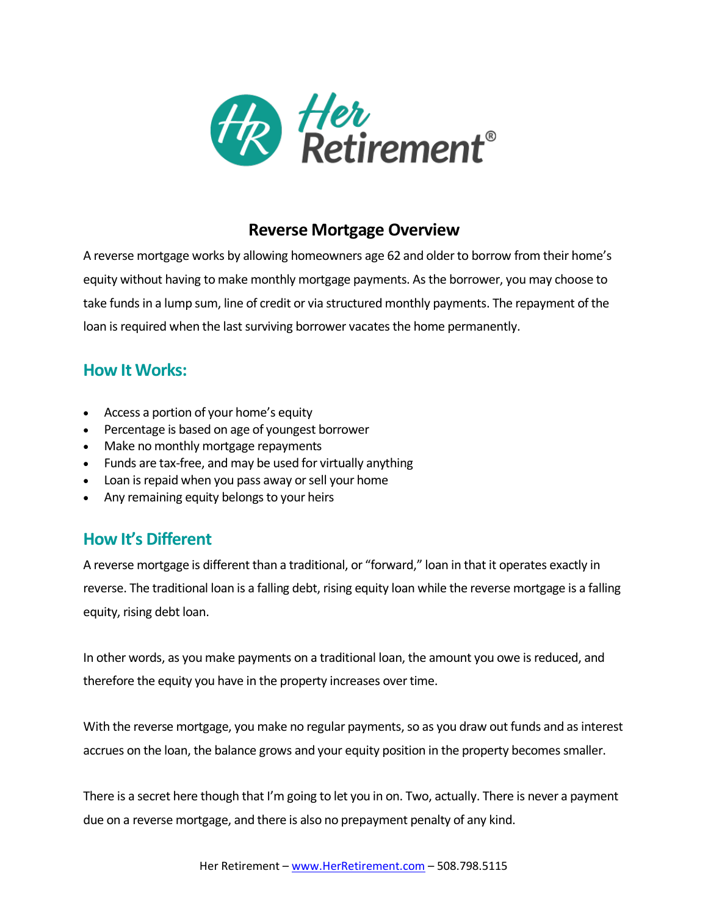# Reverse Mortgage Overview

A reverse mortgage works by allowing homeowners age 62 and older to borrow from their home's equity without having to make monthly mortgage payments. As the borrower, you may choose to take funds in a lump sum, line of credit or via structured monthly payments. The repayment of the loan is required when the last surviving borrower vacates the home permanently.

## How It Works:

- Access a portion of your home's equity
- Percentage is based on age of youngest borrower
- Make no monthly mortgage repayments
- Funds are tax-free, and may be used for virtually anything
- Loan is repaid when you pass away or sell your home
- Any remaining equity belongs to your heirs

## How It's Different

A reverse mortgage is different than a traditional, or "forward," loan in that it operates exactly in reverse. The traditional loan is a falling debt, rising equity loan while the reverse mortgage is a falling equity, rising debt loan.

In other words, as you make payments on a traditional loan, the amount you owe is reduced, and therefore the equity you have in the property increases over time.

With the reverse mortgage, you make no regular payments, so as you draw out funds and as interest accrues on the loan, the balance grows and your equity position in the property becomes smaller.

There is a secret here though that I'm going to let you in on. Two, actually. There is never a payment due on a reverse mortgage, and there is also no prepayment penalty of any kind.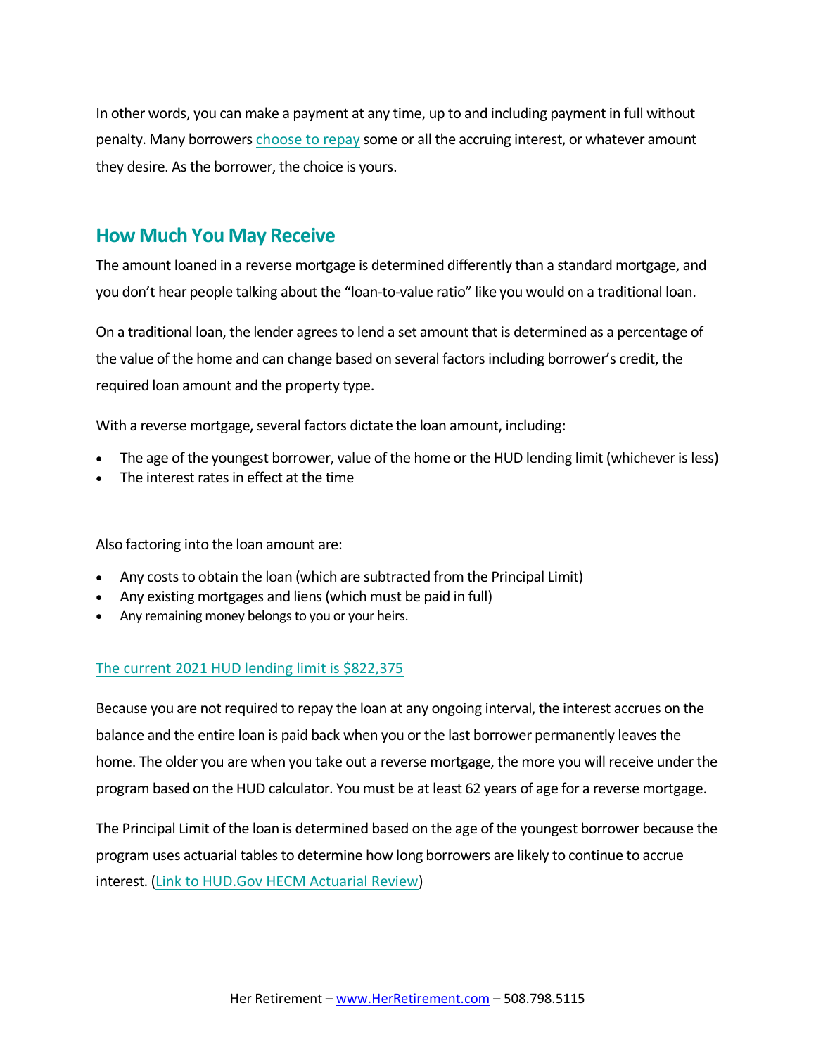In other words, you can make a payment at any time, up to and including payment in full without penalty. Many borrowers choose to repay some or all the accruing interest, or whatever amount they desire. As the borrower, the choice is yours.

## How Much You May Receive

The amount loaned in a reverse mortgage is determined differently than a standard mortgage, and you don't hear people talking about the "loan-to-value ratio" like you would on a traditional loan.

On a traditional loan, the lender agrees to lend a set amount that is determined as a percentage of the value of the home and can change based on several factors including borrower's credit, the required loan amount and the property type.

With a reverse mortgage, several factors dictate the loan amount, including:

- The age of the youngest borrower, value of the home or the HUD lending limit (whichever is less)
- The interest rates in effect at the time

Also factoring into the loan amount are:

- Any costs to obtain the loan (which are subtracted from the Principal Limit)
- Any existing mortgages and liens (which must be paid in full)
- Any remaining money belongs to you or your heirs.

The current 2021 HUD lending limit is $822,375

Because you are not required to repay the loan at any ongoing interval, the interest accrues on the balance and the entire loan is paid back when you or the last borrower permanently leaves the home. The older you are when you take out a reverse mortgage, the more you will receive under the program based on the HUD calculator. You must be at least 62 years of age for a reverse mortgage.

The Principal Limit of the loan is determined based on the age of the youngest borrower because the program uses actuarial tables to determine how long borrowers are likely to continue to accrue interest. (Link to HUD.Gov HECM Actuarial Review)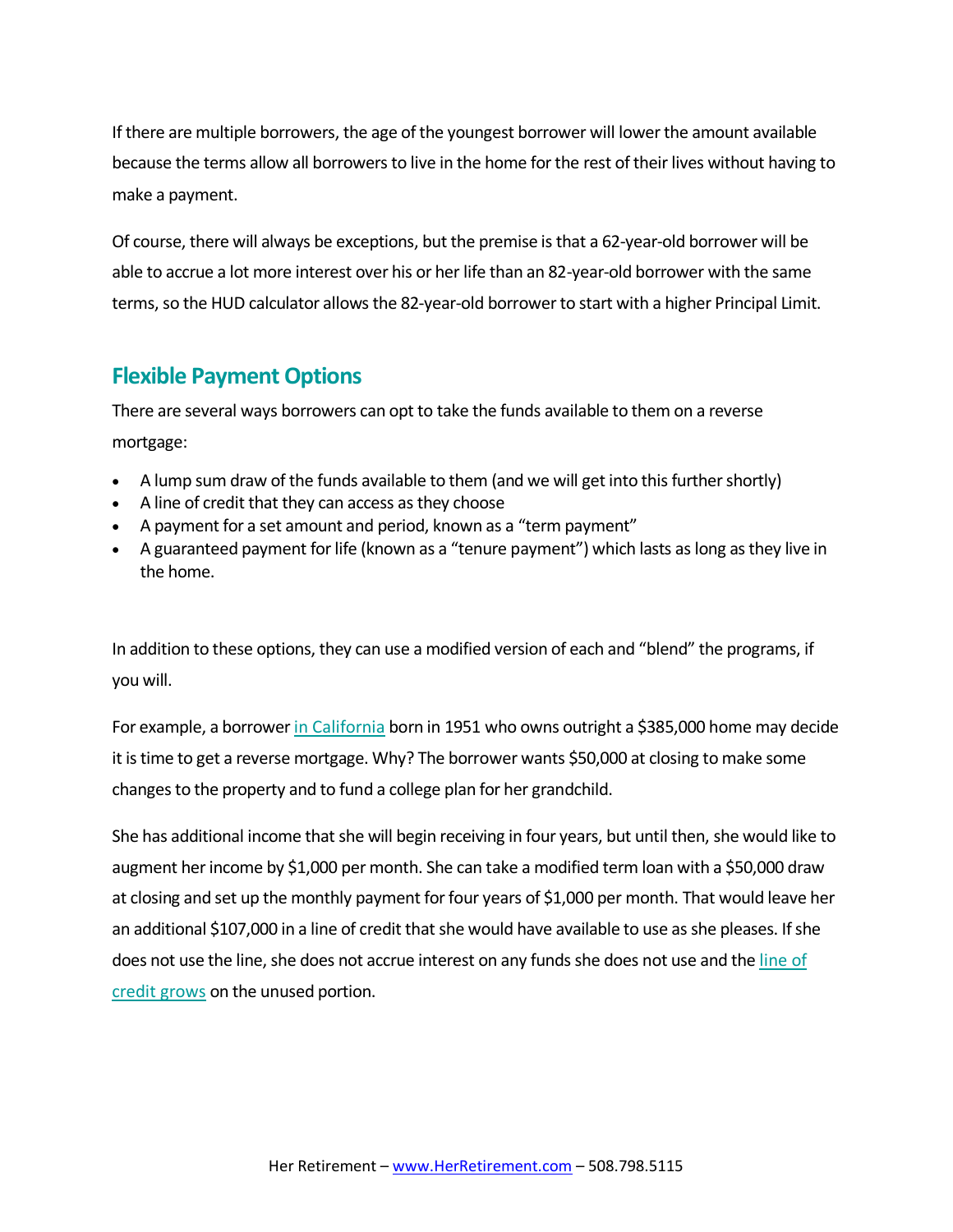If there are multiple borrowers, the age of the youngest borrower will lower the amount available because the terms allow all borrowers to live in the home for the rest of their lives without having to make a payment.

Of course, there will always be exceptions, but the premise is that a 62-year-old borrower will be able to accrue a lot more interest over his or her life than an 82-year-old borrower with the same terms, so the HUD calculator allows the 82-year-old borrower to start with a higher Principal Limit.

## Flexible Payment Options

There are several ways borrowers can opt to take the funds available to them on a reverse mortgage:

- A lump sum draw of the funds available to them (and we will get into this further shortly)
- A line of credit that they can access as they choose
- A payment for a set amount and period, known as a "term payment"
- A guaranteed payment for life (known as a "tenure payment") which lasts as long as they live in the home.

In addition to these options, they can use a modified version of each and "blend" the programs, if you will.

For example, a borrower in California born in 1951 who owns outright a $385,000 home may decide it is time to get a reverse mortgage. Why? The borrower wants $50,000 at closing to make some changes to the property and to fund a college plan for her grandchild.

She has additional income that she will begin receiving in four years, but until then, she would like to augment her income by $1,000 per month. She can take a modified term loan with a $50,000 draw at closing and set up the monthly payment for four years of $1,000 per month. That would leave her an additional $107,000 in a line of credit that she would have available to use as she pleases. If she does not use the line, she does not accrue interest on any funds she does not use and the line of credit grows on the unused portion.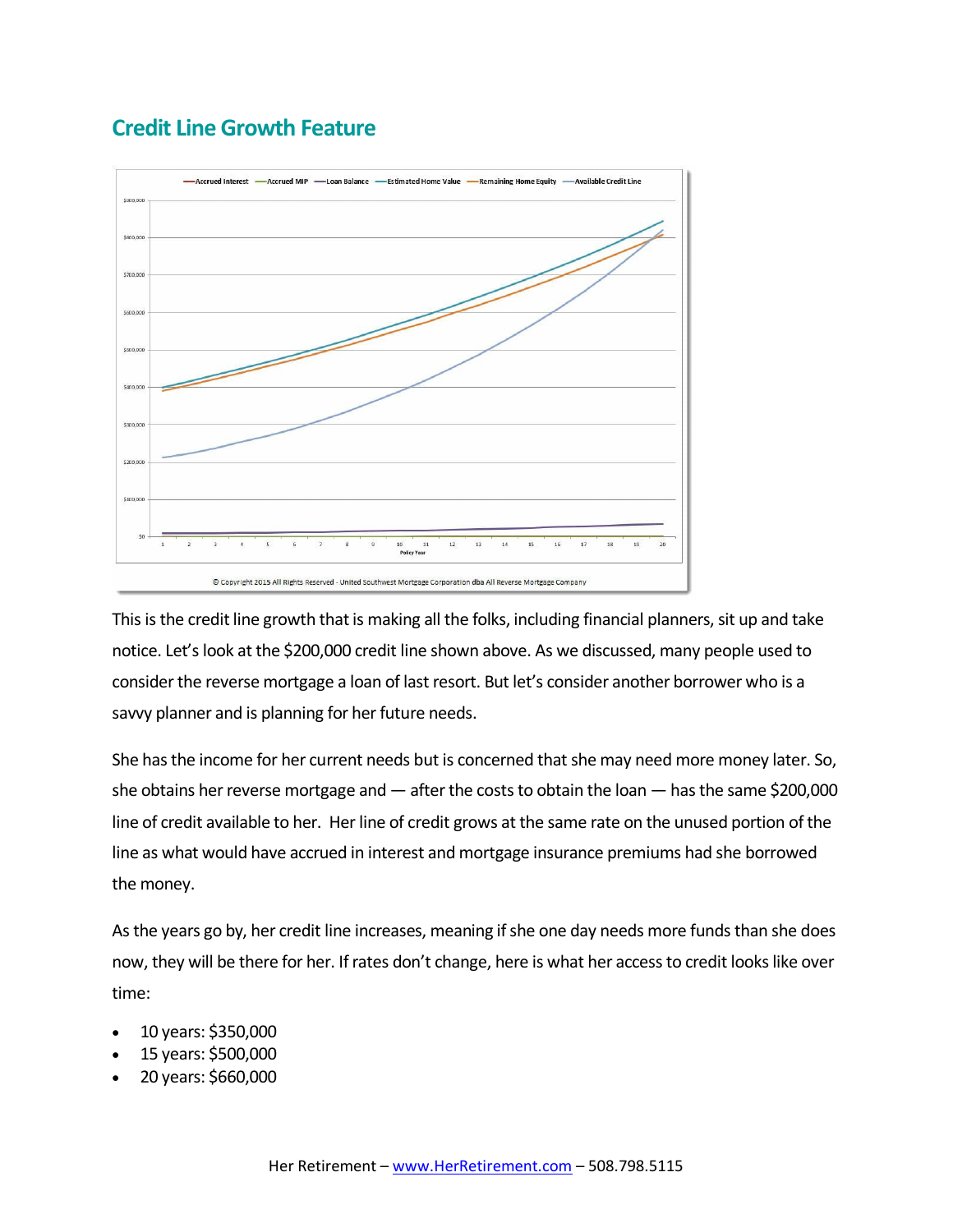## Credit Line Growth Feature

This is the credit line growth that is making all the folks, including financial planners, sit up and take notice. Let's look at the $200,000 credit line shown above. As we discussed, many people used to consider the reverse mortgage a loan of last resort. But let's consider another borrower who is a savvy planner and is planning for her future needs.

She has the income for her current needs but is concerned that she may need more money later. So, she obtains her reverse mortgage and — after the costs to obtain the loan — has the same $200,000 line of credit available to her. Her line of credit grows at the same rate on the unused portion of the line as what would have accrued in interest and mortgage insurance premiums had she borrowed the money.

As the years go by, her credit line increases, meaning if she one day needs more funds than she does now, they will be there for her. If rates don't change, here is what her access to credit looks like over time:

- 10 years: $350,000
- 15 years: $500,000
- 20 years: $660,000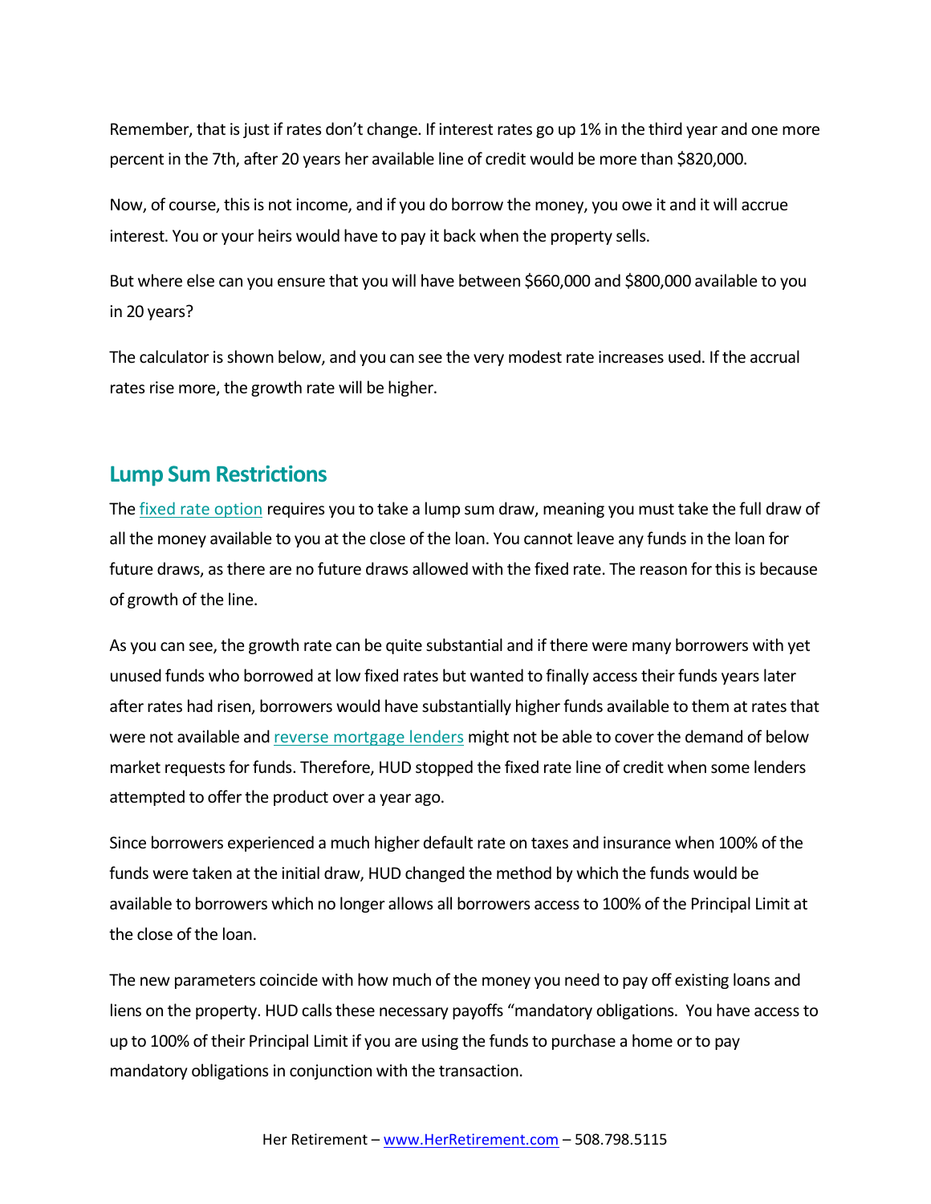Remember, that is just if rates don't change. If interest rates go up 1% in the third year and one more percent in the 7th, after 20 years her available line of credit would be more than $820,000.

Now, of course, this is not income, and if you do borrow the money, you owe it and it will accrue interest. You or your heirs would have to pay it back when the property sells.

But where else can you ensure that you will have between $660,000 and $800,000 available to you in 20 years?

The calculator is shown below, and you can see the very modest rate increases used. If the accrual rates rise more, the growth rate will be higher.

## Lump Sum Restrictions

The fixed rate option requires you to take a lump sum draw, meaning you must take the full draw of all the money available to you at the close of the loan. You cannot leave any funds in the loan for future draws, as there are no future draws allowed with the fixed rate. The reason for this is because of growth of the line.

As you can see, the growth rate can be quite substantial and if there were many borrowers with yet unused funds who borrowed at low fixed rates but wanted to finally access their funds years later after rates had risen, borrowers would have substantially higher funds available to them at rates that were not available and reverse mortgage lenders might not be able to cover the demand of below market requests for funds. Therefore, HUD stopped the fixed rate line of credit when some lenders attempted to offer the product over a year ago.

Since borrowers experienced a much higher default rate on taxes and insurance when 100% of the funds were taken at the initial draw, HUD changed the method by which the funds would be available to borrowers which no longer allows all borrowers access to 100% of the Principal Limit at the close of the loan.

The new parameters coincide with how much of the money you need to pay off existing loans and liens on the property. HUD calls these necessary payoffs "mandatory obligations. You have access to up to 100% of their Principal Limit if you are using the funds to purchase a home or to pay mandatory obligations in conjunction with the transaction.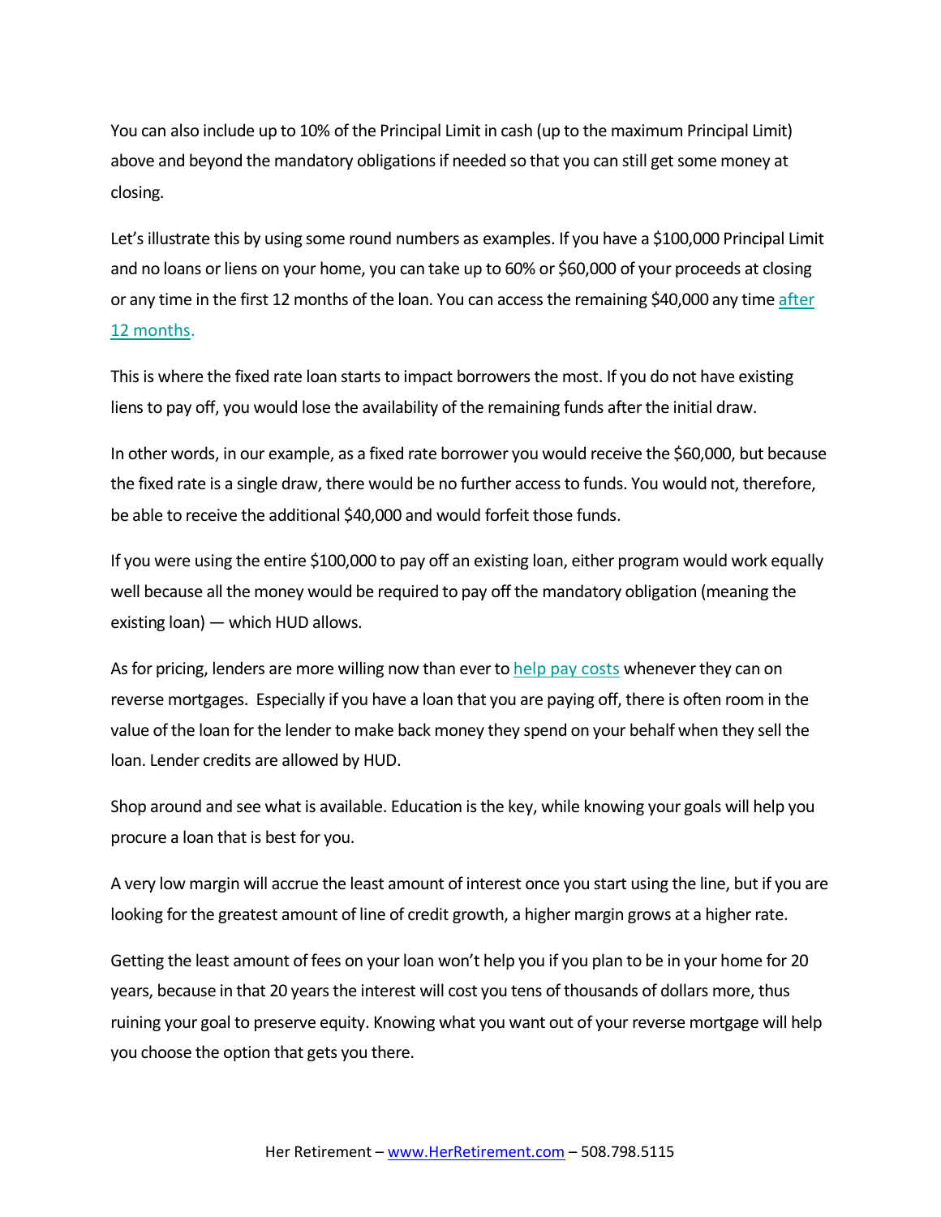You can also include up to 10% of the Principal Limit in cash (up to the maximum Principal Limit) above and beyond the mandatory obligations if needed so that you can still get some money at closing.

Let's illustrate this by using some round numbers as examples. If you have a $100,000 Principal Limit and no loans or liens on your home, you can take up to 60% or $60,000 of your proceeds at closing or any time in the first 12 months of the loan. You can access the remaining $40,000 any time after 12 months.

This is where the fixed rate loan starts to impact borrowers the most. If you do not have existing liens to pay off, you would lose the availability of the remaining funds after the initial draw.

In other words, in our example, as a fixed rate borrower you would receive the $60,000, but because the fixed rate is a single draw, there would be no further access to funds. You would not, therefore, be able to receive the additional $40,000 and would forfeit those funds.

If you were using the entire $100,000 to pay off an existing loan, either program would work equally well because all the money would be required to pay off the mandatory obligation (meaning the existing loan) — which HUD allows.

As for pricing, lenders are more willing now than ever to help pay costs whenever they can on reverse mortgages. Especially if you have a loan that you are paying off, there is often room in the value of the loan for the lender to make back money they spend on your behalf when they sell the loan. Lender credits are allowed by HUD.

Shop around and see what is available. Education is the key, while knowing your goals will help you procure a loan that is best for you.

A very low margin will accrue the least amount of interest once you start using the line, but if you are looking for the greatest amount of line of credit growth, a higher margin grows at a higher rate.

Getting the least amount of fees on your loan won't help you if you plan to be in your home for 20 years, because in that 20 years the interest will cost you tens of thousands of dollars more, thus ruining your goal to preserve equity. Knowing what you want out of your reverse mortgage will help you choose the option that gets you there.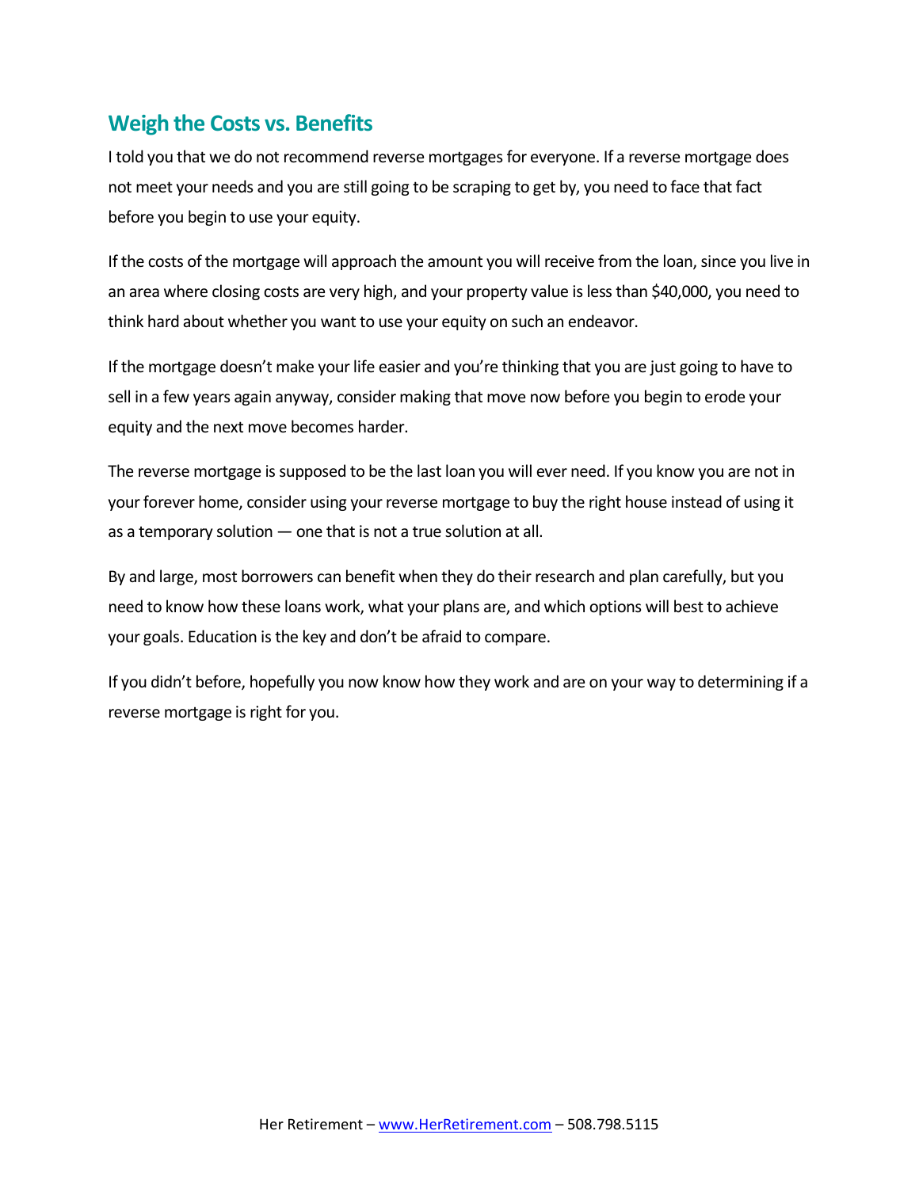## Weigh the Costs vs. Benefits

I told you that we do not recommend reverse mortgages for everyone. If a reverse mortgage does not meet your needs and you are still going to be scraping to get by, you need to face that fact before you begin to use your equity.

If the costs of the mortgage will approach the amount you will receive from the loan, since you live in an area where closing costs are very high, and your property value is less than $40,000, you need to think hard about whether you want to use your equity on such an endeavor.

If the mortgage doesn't make your life easier and you're thinking that you are just going to have to sell in a few years again anyway, consider making that move now before you begin to erode your equity and the next move becomes harder.

The reverse mortgage is supposed to be the last loan you will ever need. If you know you are not in your forever home, consider using your reverse mortgage to buy the right house instead of using it as a temporary solution — one that is not a true solution at all.

By and large, most borrowers can benefit when they do their research and plan carefully, but you need to know how these loans work, what your plans are, and which options will best to achieve your goals. Education is the key and don't be afraid to compare.

If you didn't before, hopefully you now know how they work and are on your way to determining if a reverse mortgage is right for you.